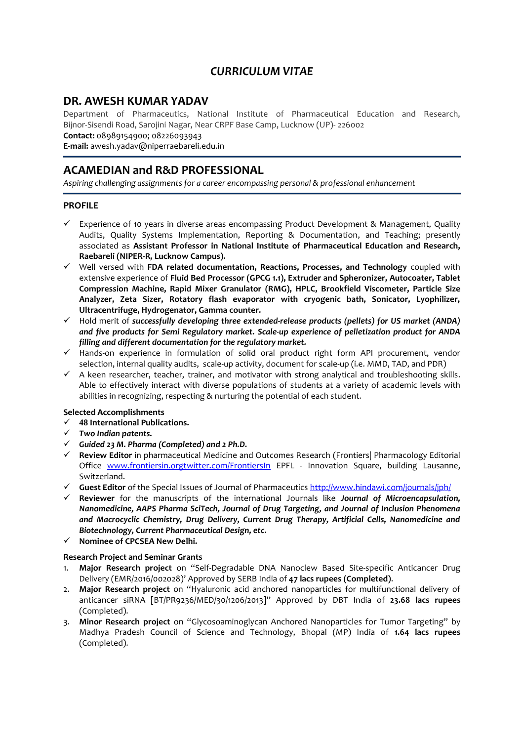# *CURRICULUM VITAE*

## DR. AWESH KUMAR YADAV

Department of Pharmaceutics, National Institute of Pharmaceutical Education and Research, Bijnor-Sisendi Road, Sarojini Nagar, Near CRPF Base Camp, Lucknow (UP)- 226002
**Contact:** 08989154900; 08226093943
**E-mail:** awesh.yadav@niperraebareli.edu.in

## ACAMEDIAN and R&D PROFESSIONAL

*Aspiring challenging assignments for a career encompassing personal & professional enhancement*

### PROFILE

- ✓ Experience of 10 years in diverse areas encompassing Product Development & Management, Quality Audits, Quality Systems Implementation, Reporting & Documentation, and Teaching; presently associated as **Assistant Professor in National Institute of Pharmaceutical Education and Research, Raebareli (NIPER-R, Lucknow Campus).**
- ✓ Well versed with **FDA related documentation, Reactions, Processes, and Technology** coupled with extensive experience of **Fluid Bed Processor (GPCG 1.1), Extruder and Spheronizer, Autocoater, Tablet Compression Machine, Rapid Mixer Granulator (RMG), HPLC, Brookfield Viscometer, Particle Size Analyzer, Zeta Sizer, Rotatory flash evaporator with cryogenic bath, Sonicator, Lyophilizer, Ultracentrifuge, Hydrogenator, Gamma counter.**
- ✓ Hold merit of ***successfully developing three extended-release products (pellets) for US market (ANDA) and five products for Semi Regulatory market. Scale-up experience of pelletization product for ANDA filling and different documentation for the regulatory market.***
- ✓ Hands-on experience in formulation of solid oral product right form API procurement, vendor selection, internal quality audits, scale-up activity, document for scale-up (i.e. MMD, TAD, and PDR)
- ✓ A keen researcher, teacher, trainer, and motivator with strong analytical and troubleshooting skills. Able to effectively interact with diverse populations of students at a variety of academic levels with abilities in recognizing, respecting & nurturing the potential of each student.

**Selected Accomplishments**

- ✓ **48 International Publications.**
- ✓ ***Two Indian patents.***
- ✓ ***Guided 23 M. Pharma (Completed) and 2 Ph.D.***
- ✓ **Review Editor** in pharmaceutical Medicine and Outcomes Research (Frontiers| Pharmacology Editorial Office [www.frontiersin.orgtwitter.com/FrontiersIn](www.frontiersin.orgtwitter.com/FrontiersIn) EPFL - Innovation Square, building Lausanne, Switzerland.
- ✓ **Guest Editor** of the Special Issues of Journal of Pharmaceutics [http://www.hindawi.com/journals/jph/](http://www.hindawi.com/journals/jph/)
- ✓ **Reviewer** for the manuscripts of the international Journals like ***Journal of Microencapsulation, Nanomedicine, AAPS Pharma SciTech, Journal of Drug Targeting, and Journal of Inclusion Phenomena and Macrocyclic Chemistry, Drug Delivery, Current Drug Therapy, Artificial Cells, Nanomedicine and Biotechnology, Current Pharmaceutical Design, etc.***
- ✓ **Nominee of CPCSEA New Delhi.**

**Research Project and Seminar Grants**

1. **Major Research project** on "Self-Degradable DNA Nanoclew Based Site-specific Anticancer Drug Delivery (EMR/2016/002028)' Approved by SERB India of **47 lacs rupees (Completed)**.
2. **Major Research project** on "Hyaluronic acid anchored nanoparticles for multifunctional delivery of anticancer siRNA [BT/PR9236/MED/30/1206/2013]" Approved by DBT India of **23.68 lacs rupees** (Completed).
3. **Minor Research project** on "Glycosoaminoglycan Anchored Nanoparticles for Tumor Targeting" by Madhya Pradesh Council of Science and Technology, Bhopal (MP) India of **1.64 lacs rupees** (Completed).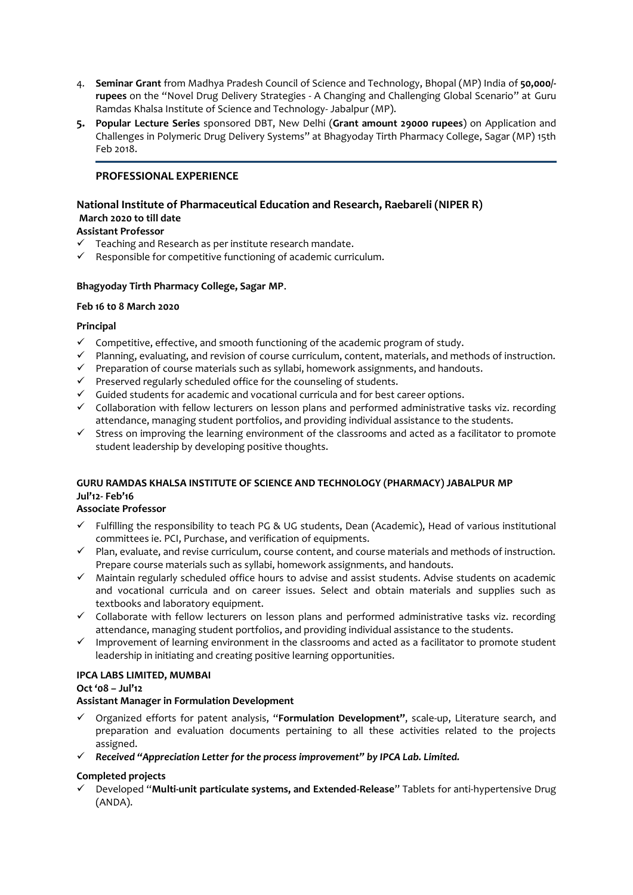4. **Seminar Grant** from Madhya Pradesh Council of Science and Technology, Bhopal (MP) India of **50,000/- rupees** on the "Novel Drug Delivery Strategies - A Changing and Challenging Global Scenario" at Guru Ramdas Khalsa Institute of Science and Technology- Jabalpur (MP).
5. **Popular Lecture Series** sponsored DBT, New Delhi (**Grant amount 29000 rupees**) on Application and Challenges in Polymeric Drug Delivery Systems" at Bhagyoday Tirth Pharmacy College, Sagar (MP) 15th Feb 2018.

---

## PROFESSIONAL EXPERIENCE

### National Institute of Pharmaceutical Education and Research, Raebareli (NIPER R)

**March 2020 to till date**

**Assistant Professor**

- ✓ Teaching and Research as per institute research mandate.
- ✓ Responsible for competitive functioning of academic curriculum.

**Bhagyoday Tirth Pharmacy College, Sagar MP**.

**Feb 16 to 8 March 2020**

**Principal**

- ✓ Competitive, effective, and smooth functioning of the academic program of study.
- ✓ Planning, evaluating, and revision of course curriculum, content, materials, and methods of instruction.
- ✓ Preparation of course materials such as syllabi, homework assignments, and handouts.
- ✓ Preserved regularly scheduled office for the counseling of students.
- ✓ Guided students for academic and vocational curricula and for best career options.
- ✓ Collaboration with fellow lecturers on lesson plans and performed administrative tasks viz. recording attendance, managing student portfolios, and providing individual assistance to the students.
- ✓ Stress on improving the learning environment of the classrooms and acted as a facilitator to promote student leadership by developing positive thoughts.

**GURU RAMDAS KHALSA INSTITUTE OF SCIENCE AND TECHNOLOGY (PHARMACY) JABALPUR MP**

**Jul'12- Feb'16**

**Associate Professor**

- ✓ Fulfilling the responsibility to teach PG & UG students, Dean (Academic), Head of various institutional committees ie. PCI, Purchase, and verification of equipments.
- ✓ Plan, evaluate, and revise curriculum, course content, and course materials and methods of instruction. Prepare course materials such as syllabi, homework assignments, and handouts.
- ✓ Maintain regularly scheduled office hours to advise and assist students. Advise students on academic and vocational curricula and on career issues. Select and obtain materials and supplies such as textbooks and laboratory equipment.
- ✓ Collaborate with fellow lecturers on lesson plans and performed administrative tasks viz. recording attendance, managing student portfolios, and providing individual assistance to the students.
- ✓ Improvement of learning environment in the classrooms and acted as a facilitator to promote student leadership in initiating and creating positive learning opportunities.

**IPCA LABS LIMITED, MUMBAI**

**Oct '08 – Jul'12**

**Assistant Manager in Formulation Development**

- ✓ Organized efforts for patent analysis, "**Formulation Development"**, scale-up, Literature search, and preparation and evaluation documents pertaining to all these activities related to the projects assigned.
- ✓ ***Received "Appreciation Letter for the process improvement" by IPCA Lab. Limited.***

**Completed projects**

- ✓ Developed "**Multi-unit particulate systems, and Extended-Release**" Tablets for anti-hypertensive Drug (ANDA).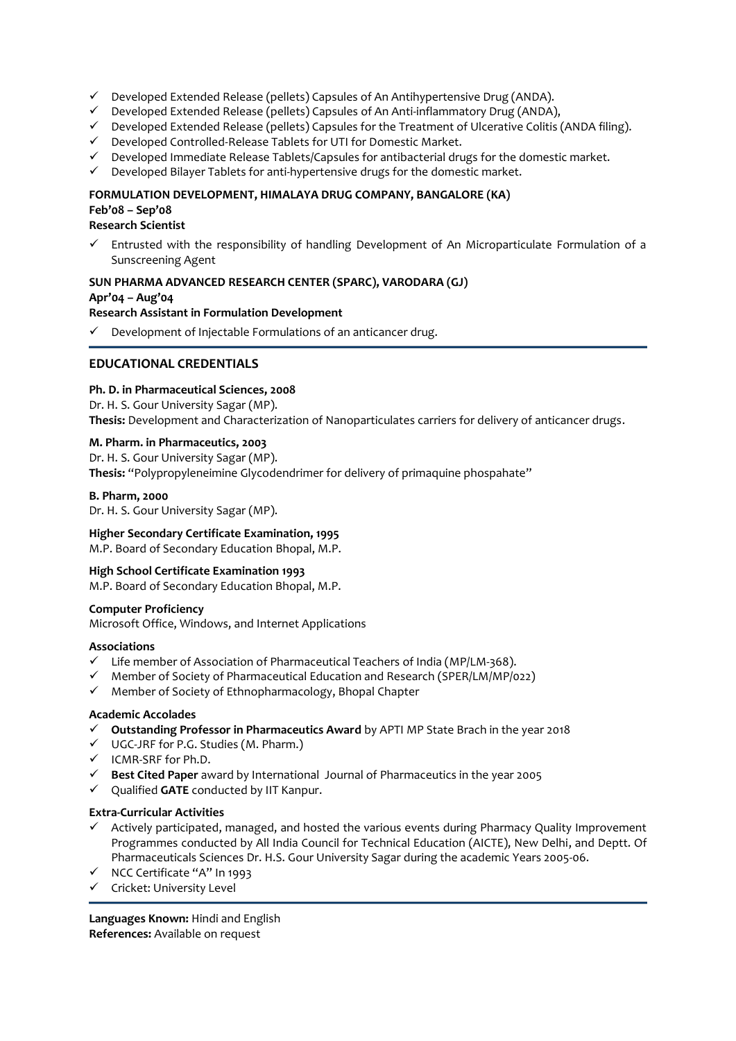- ✓ Developed Extended Release (pellets) Capsules of An Antihypertensive Drug (ANDA).
- ✓ Developed Extended Release (pellets) Capsules of An Anti-inflammatory Drug (ANDA),
- ✓ Developed Extended Release (pellets) Capsules for the Treatment of Ulcerative Colitis (ANDA filing).
- ✓ Developed Controlled-Release Tablets for UTI for Domestic Market.
- ✓ Developed Immediate Release Tablets/Capsules for antibacterial drugs for the domestic market.
- ✓ Developed Bilayer Tablets for anti-hypertensive drugs for the domestic market.

**FORMULATION DEVELOPMENT, HIMALAYA DRUG COMPANY, BANGALORE (KA)**
**Feb'08 – Sep'08**
**Research Scientist**

- ✓ Entrusted with the responsibility of handling Development of An Microparticulate Formulation of a Sunscreening Agent

**SUN PHARMA ADVANCED RESEARCH CENTER (SPARC), VARODARA (GJ)**
**Apr'04 – Aug'04**
**Research Assistant in Formulation Development**

- ✓ Development of Injectable Formulations of an anticancer drug.

## EDUCATIONAL CREDENTIALS

**Ph. D. in Pharmaceutical Sciences, 2008**
Dr. H. S. Gour University Sagar (MP).
**Thesis:** Development and Characterization of Nanoparticulates carriers for delivery of anticancer drugs.

**M. Pharm. in Pharmaceutics, 2003**
Dr. H. S. Gour University Sagar (MP).
**Thesis:** "Polypropyleneimine Glycodendrimer for delivery of primaquine phospahate"

**B. Pharm, 2000**
Dr. H. S. Gour University Sagar (MP).

**Higher Secondary Certificate Examination, 1995**
M.P. Board of Secondary Education Bhopal, M.P.

**High School Certificate Examination 1993**
M.P. Board of Secondary Education Bhopal, M.P.

**Computer Proficiency**
Microsoft Office, Windows, and Internet Applications

**Associations**
- ✓ Life member of Association of Pharmaceutical Teachers of India (MP/LM-368).
- ✓ Member of Society of Pharmaceutical Education and Research (SPER/LM/MP/022)
- ✓ Member of Society of Ethnopharmacology, Bhopal Chapter

**Academic Accolades**
- ✓ **Outstanding Professor in Pharmaceutics Award** by APTI MP State Brach in the year 2018
- ✓ UGC-JRF for P.G. Studies (M. Pharm.)
- ✓ ICMR-SRF for Ph.D.
- ✓ **Best Cited Paper** award by International Journal of Pharmaceutics in the year 2005
- ✓ Qualified **GATE** conducted by IIT Kanpur.

**Extra-Curricular Activities**
- ✓ Actively participated, managed, and hosted the various events during Pharmacy Quality Improvement Programmes conducted by All India Council for Technical Education (AICTE), New Delhi, and Deptt. Of Pharmaceuticals Sciences Dr. H.S. Gour University Sagar during the academic Years 2005-06.
- ✓ NCC Certificate "A" In 1993
- ✓ Cricket: University Level

**Languages Known:** Hindi and English
**References:** Available on request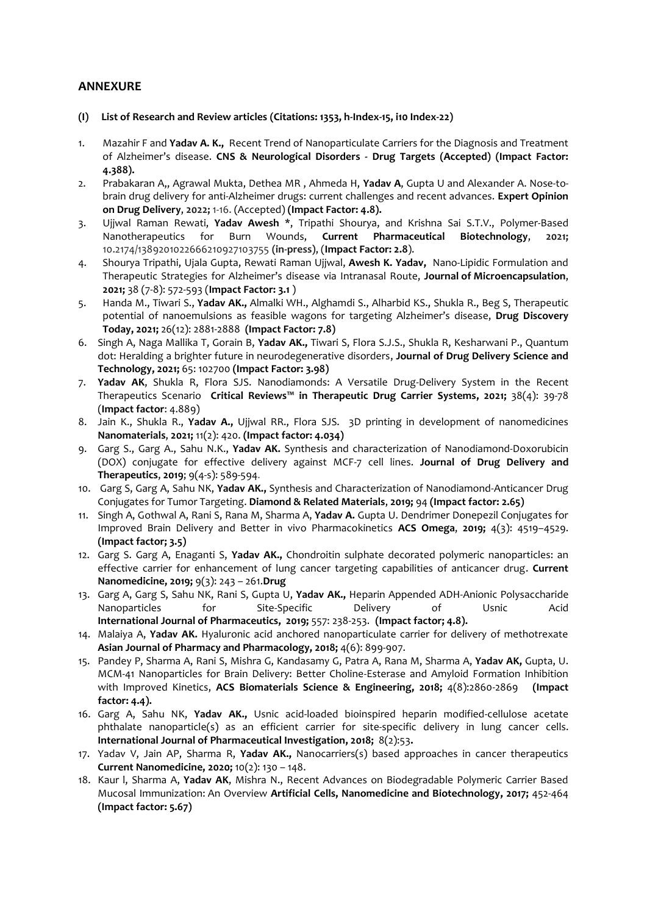## ANNEXURE

**(I) List of Research and Review articles (Citations: 1353, h-Index-15, i10 Index-22)**

1. Mazahir F and **Yadav A. K.,** Recent Trend of Nanoparticulate Carriers for the Diagnosis and Treatment of Alzheimer's disease. **CNS & Neurological Disorders - Drug Targets (Accepted) (Impact Factor: 4.388).**
2. Prabakaran A,, Agrawal Mukta, Dethea MR , Ahmeda H, **Yadav A**, Gupta U and Alexander A. Nose-to-brain drug delivery for anti-Alzheimer drugs: current challenges and recent advances. **Expert Opinion on Drug Delivery**, **2022;** 1-16. (Accepted) **(Impact Factor: 4.8).**
3. Ujjwal Raman Rewati, **Yadav Awesh \***, Tripathi Shourya, and Krishna Sai S.T.V., Polymer-Based Nanotherapeutics for Burn Wounds, **Current Pharmaceutical Biotechnology**, **2021;** 10.2174/1389201022666210927103755 (**in-press**), (**Impact Factor: 2.8**).
4. Shourya Tripathi, Ujala Gupta, Rewati Raman Ujjwal, **Awesh K. Yadav,** Nano-Lipidic Formulation and Therapeutic Strategies for Alzheimer's disease via Intranasal Route, **Journal of Microencapsulation**, **2021;** 38 (7-8): 572-593 (**Impact Factor: 3.1** )
5. Handa M., Tiwari S., **Yadav AK.,** Almalki WH., Alghamdi S., Alharbid KS., Shukla R., Beg S, Therapeutic potential of nanoemulsions as feasible wagons for targeting Alzheimer's disease, **Drug Discovery Today, 2021;** 26(12): 2881-2888 **(Impact Factor: 7.8)**
6. Singh A, Naga Mallika T, Gorain B, **Yadav AK.,** Tiwari S, Flora S.J.S., Shukla R, Kesharwani P., Quantum dot: Heralding a brighter future in neurodegenerative disorders, **Journal of Drug Delivery Science and Technology, 2021;** 65: 102700 **(Impact Factor: 3.98)**
7. **Yadav AK**, Shukla R, Flora SJS. Nanodiamonds: A Versatile Drug-Delivery System in the Recent Therapeutics Scenario **Critical Reviews™ in Therapeutic Drug Carrier Systems, 2021;** 38(4): 39-78 (**Impact factor**: 4.889)
8. Jain K., Shukla R., **Yadav A.,** Ujjwal RR., Flora SJS. 3D printing in development of nanomedicines **Nanomaterials**, **2021;** 11(2): 420. **(Impact factor: 4.034)**
9. Garg S., Garg A., Sahu N.K., **Yadav AK.** Synthesis and characterization of Nanodiamond-Doxorubicin (DOX) conjugate for effective delivery against MCF-7 cell lines. **Journal of Drug Delivery and Therapeutics**, **2019**; 9(4-s): 589-594.
10. Garg S, Garg A, Sahu NK, **Yadav AK.,** Synthesis and Characterization of Nanodiamond-Anticancer Drug Conjugates for Tumor Targeting. **Diamond & Related Materials**, **2019;** 94 **(Impact factor: 2.65)**
11. Singh A, Gothwal A, Rani S, Rana M, Sharma A, **Yadav A.** Gupta U. Dendrimer Donepezil Conjugates for Improved Brain Delivery and Better in vivo Pharmacokinetics **ACS Omega**, **2019;** 4(3): 4519–4529. **(Impact factor; 3.5)**
12. Garg S. Garg A, Enaganti S, **Yadav AK.,** Chondroitin sulphate decorated polymeric nanoparticles: an effective carrier for enhancement of lung cancer targeting capabilities of anticancer drug. **Current Nanomedicine, 2019;** 9(3): 243 – 261.**Drug**
13. Garg A, Garg S, Sahu NK, Rani S, Gupta U, **Yadav AK.,** Heparin Appended ADH-Anionic Polysaccharide Nanoparticles for Site-Specific Delivery of Usnic Acid **International Journal of Pharmaceutics, 2019;** 557: 238-253. **(Impact factor; 4.8).**
14. Malaiya A, **Yadav AK.** Hyaluronic acid anchored nanoparticulate carrier for delivery of methotrexate **Asian Journal of Pharmacy and Pharmacology, 2018;** 4(6): 899-907.
15. Pandey P, Sharma A, Rani S, Mishra G, Kandasamy G, Patra A, Rana M, Sharma A, **Yadav AK,** Gupta, U. MCM-41 Nanoparticles for Brain Delivery: Better Choline-Esterase and Amyloid Formation Inhibition with Improved Kinetics, **ACS Biomaterials Science & Engineering, 2018;** 4(8):2860-2869 **(Impact factor: 4.4).**
16. Garg A, Sahu NK, **Yadav AK.,** Usnic acid-loaded bioinspired heparin modified-cellulose acetate phthalate nanoparticle(s) as an efficient carrier for site-specific delivery in lung cancer cells. **International Journal of Pharmaceutical Investigation, 2018;** 8(2):53**.**
17. Yadav V, Jain AP, Sharma R, **Yadav AK.,** Nanocarriers(s) based approaches in cancer therapeutics **Current Nanomedicine, 2020;** 10(2): 130 – 148.
18. Kaur l, Sharma A, **Yadav AK**, Mishra N., Recent Advances on Biodegradable Polymeric Carrier Based Mucosal Immunization: An Overview **Artificial Cells, Nanomedicine and Biotechnology, 2017;** 452-464 **(Impact factor: 5.67)**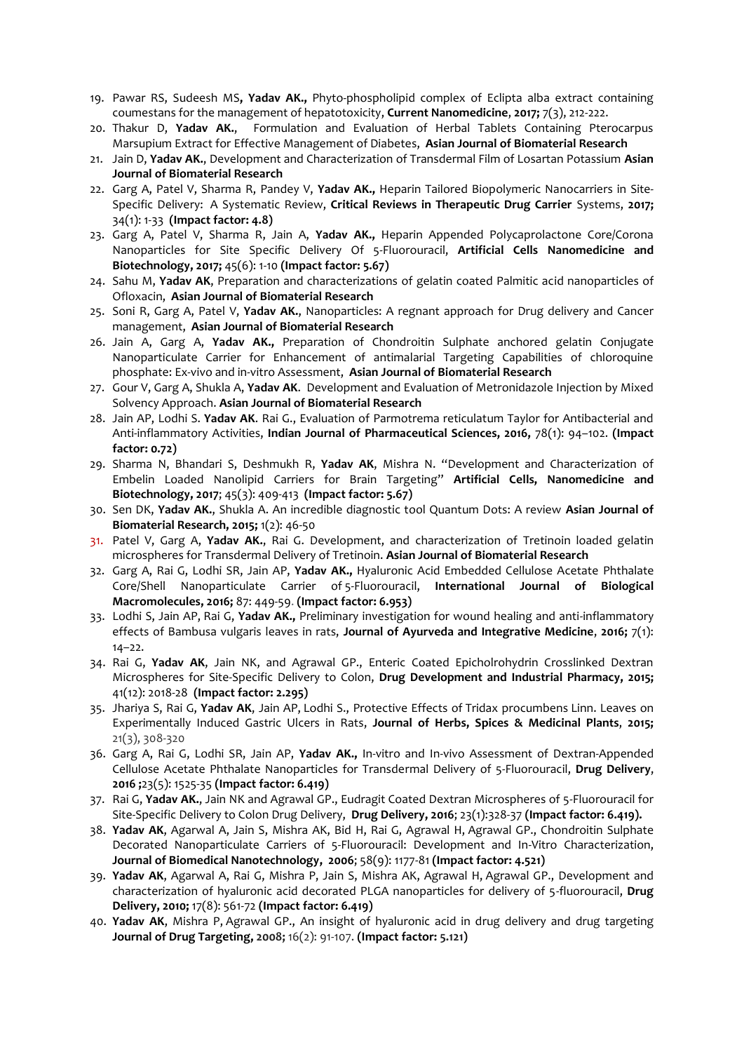19. Pawar RS, Sudeesh MS**, Yadav AK.,** Phyto-phospholipid complex of Eclipta alba extract containing coumestans for the management of hepatotoxicity, **Current Nanomedicine**, **2017;** 7(3), 212-222.
20. Thakur D, **Yadav AK.**, Formulation and Evaluation of Herbal Tablets Containing Pterocarpus Marsupium Extract for Effective Management of Diabetes, **Asian Journal of Biomaterial Research**
21. Jain D, **Yadav AK.**, Development and Characterization of Transdermal Film of Losartan Potassium **Asian Journal of Biomaterial Research**
22. Garg A, Patel V, Sharma R, Pandey V, **Yadav AK.,** Heparin Tailored Biopolymeric Nanocarriers in Site-Specific Delivery: A Systematic Review, **Critical Reviews in Therapeutic Drug Carrier** Systems, **2017;** 34(1): 1-33 **(Impact factor: 4.8)**
23. Garg A, Patel V, Sharma R, Jain A, **Yadav AK.,** Heparin Appended Polycaprolactone Core/Corona Nanoparticles for Site Specific Delivery Of 5-Fluorouracil, **Artificial Cells Nanomedicine and Biotechnology, 2017;** 45(6): 1-10 **(Impact factor: 5.67)**
24. Sahu M, **Yadav AK**, Preparation and characterizations of gelatin coated Palmitic acid nanoparticles of Ofloxacin, **Asian Journal of Biomaterial Research**
25. Soni R, Garg A, Patel V, **Yadav AK.**, Nanoparticles: A regnant approach for Drug delivery and Cancer management, **Asian Journal of Biomaterial Research**
26. Jain A, Garg A, **Yadav AK.,** Preparation of Chondroitin Sulphate anchored gelatin Conjugate Nanoparticulate Carrier for Enhancement of antimalarial Targeting Capabilities of chloroquine phosphate: Ex-vivo and in-vitro Assessment, **Asian Journal of Biomaterial Research**
27. Gour V, Garg A, Shukla A, **Yadav AK**. Development and Evaluation of Metronidazole Injection by Mixed Solvency Approach. **Asian Journal of Biomaterial Research**
28. Jain AP, Lodhi S. **Yadav AK**. Rai G., Evaluation of Parmotrema reticulatum Taylor for Antibacterial and Anti-inflammatory Activities, **Indian Journal of Pharmaceutical Sciences, 2016,** 78(1): 94–102. **(Impact factor: 0.72)**
29. Sharma N, Bhandari S, Deshmukh R, **Yadav AK**, Mishra N. "Development and Characterization of Embelin Loaded Nanolipid Carriers for Brain Targeting" **Artificial Cells, Nanomedicine and Biotechnology, 2017**; 45(3): 409-413 **(Impact factor: 5.67)**
30. Sen DK, **Yadav AK.**, Shukla A. An incredible diagnostic tool Quantum Dots: A review **Asian Journal of Biomaterial Research, 2015;** 1(2): 46-50
31. Patel V, Garg A, **Yadav AK.,** Rai G. Development, and characterization of Tretinoin loaded gelatin microspheres for Transdermal Delivery of Tretinoin. **Asian Journal of Biomaterial Research**
32. Garg A, Rai G, Lodhi SR, Jain AP, **Yadav AK.,** Hyaluronic Acid Embedded Cellulose Acetate Phthalate Core/Shell Nanoparticulate Carrier of 5-Fluorouracil, **International Journal of Biological Macromolecules, 2016;** 87: 449-59. **(Impact factor: 6.953)**
33. Lodhi S, Jain AP, Rai G, **Yadav AK.,** Preliminary investigation for wound healing and anti-inflammatory effects of Bambusa vulgaris leaves in rats, **Journal of Ayurveda and Integrative Medicine**, **2016;** 7(1): 14–22.
34. Rai G, **Yadav AK**, Jain NK, and Agrawal GP., Enteric Coated Epicholrohydrin Crosslinked Dextran Microspheres for Site-Specific Delivery to Colon, **Drug Development and Industrial Pharmacy, 2015;** 41(12): 2018-28 **(Impact factor: 2.295)**
35. Jhariya S, Rai G, **Yadav AK**, Jain AP, Lodhi S., Protective Effects of Tridax procumbens Linn. Leaves on Experimentally Induced Gastric Ulcers in Rats, **Journal of Herbs, Spices & Medicinal Plants**, **2015;** 21(3), 308-320
36. Garg A, Rai G, Lodhi SR, Jain AP, **Yadav AK.,** In-vitro and In-vivo Assessment of Dextran-Appended Cellulose Acetate Phthalate Nanoparticles for Transdermal Delivery of 5-Fluorouracil, **Drug Delivery**, **2016 ;**23(5): 1525-35 **(Impact factor: 6.419)**
37. Rai G, **Yadav AK.**, Jain NK and Agrawal GP., Eudragit Coated Dextran Microspheres of 5-Fluorouracil for Site-Specific Delivery to Colon Drug Delivery, **Drug Delivery, 2016**; 23(1):328-37 **(Impact factor: 6.419).**
38. **Yadav AK**, Agarwal A, Jain S, Mishra AK, Bid H, Rai G, Agrawal H, Agrawal GP., Chondroitin Sulphate Decorated Nanoparticulate Carriers of 5-Fluorouracil: Development and In-Vitro Characterization, **Journal of Biomedical Nanotechnology, 2006**; 58(9): 1177-81 **(Impact factor: 4.521)**
39. **Yadav AK**, Agarwal A, Rai G, Mishra P, Jain S, Mishra AK, Agrawal H, Agrawal GP., Development and characterization of hyaluronic acid decorated PLGA nanoparticles for delivery of 5-fluorouracil, **Drug Delivery, 2010;** 17(8): 561-72 **(Impact factor: 6.419)**
40. **Yadav AK**, Mishra P, Agrawal GP., An insight of hyaluronic acid in drug delivery and drug targeting **Journal of Drug Targeting, 2008;** 16(2): 91-107. **(Impact factor: 5.121)**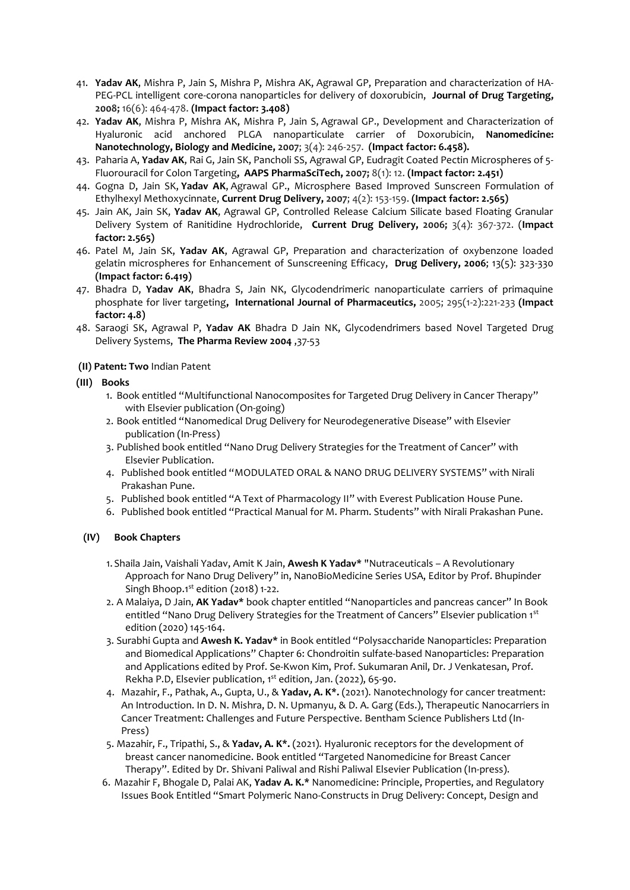41. **Yadav AK**, Mishra P, Jain S, Mishra P, Mishra AK, Agrawal GP, Preparation and characterization of HA-PEG-PCL intelligent core-corona nanoparticles for delivery of doxorubicin, **Journal of Drug Targeting, 2008;** 16(6): 464-478. **(Impact factor: 3.408)**
42. **Yadav AK**, Mishra P, Mishra AK, Mishra P, Jain S, Agrawal GP., Development and Characterization of Hyaluronic acid anchored PLGA nanoparticulate carrier of Doxorubicin, **Nanomedicine: Nanotechnology, Biology and Medicine, 2007**; 3(4): 246-257. **(Impact factor: 6.458).**
43. Paharia A, **Yadav AK**, Rai G, Jain SK, Pancholi SS, Agrawal GP, Eudragit Coated Pectin Microspheres of 5-Fluorouracil for Colon Targeting**, AAPS PharmaSciTech, 2007;** 8(1): 12. **(Impact factor: 2.451)**
44. Gogna D, Jain SK, **Yadav AK**, Agrawal GP., Microsphere Based Improved Sunscreen Formulation of Ethylhexyl Methoxycinnate, **Current Drug Delivery, 2007**; 4(2): 153-159. **(Impact factor: 2.565)**
45. Jain AK, Jain SK, **Yadav AK**, Agrawal GP, Controlled Release Calcium Silicate based Floating Granular Delivery System of Ranitidine Hydrochloride, **Current Drug Delivery, 2006;** 3(4): 367-372. (**Impact factor: 2.565)**
46. Patel M, Jain SK, **Yadav AK**, Agrawal GP, Preparation and characterization of oxybenzone loaded gelatin microspheres for Enhancement of Sunscreening Efficacy, **Drug Delivery, 2006**; 13(5): 323-330 **(Impact factor: 6.419)**
47. Bhadra D, **Yadav AK**, Bhadra S, Jain NK, Glycodendrimeric nanoparticulate carriers of primaquine phosphate for liver targeting**, International Journal of Pharmaceutics,** 2005; 295(1-2):221-233 **(Impact factor: 4.8)**
48. Saraogi SK, Agrawal P, **Yadav AK** Bhadra D Jain NK, Glycodendrimers based Novel Targeted Drug Delivery Systems, **The Pharma Review 2004** ,37-53

**(II) Patent: Two** Indian Patent

**(III) Books**

1. Book entitled "Multifunctional Nanocomposites for Targeted Drug Delivery in Cancer Therapy" with Elsevier publication (On-going)
2. Book entitled "Nanomedical Drug Delivery for Neurodegenerative Disease" with Elsevier publication (In-Press)
3. Published book entitled "Nano Drug Delivery Strategies for the Treatment of Cancer" with Elsevier Publication.
4. Published book entitled "MODULATED ORAL & NANO DRUG DELIVERY SYSTEMS" with Nirali Prakashan Pune.
5. Published book entitled "A Text of Pharmacology II" with Everest Publication House Pune.
6. Published book entitled "Practical Manual for M. Pharm. Students" with Nirali Prakashan Pune.

**(IV) Book Chapters**

1. Shaila Jain, Vaishali Yadav, Amit K Jain, **Awesh K Yadav*** "Nutraceuticals – A Revolutionary Approach for Nano Drug Delivery" in, NanoBioMedicine Series USA, Editor by Prof. Bhupinder Singh Bhoop.1st edition (2018) 1-22.
2. A Malaiya, D Jain, **AK Yadav*** book chapter entitled "Nanoparticles and pancreas cancer" In Book entitled "Nano Drug Delivery Strategies for the Treatment of Cancers" Elsevier publication 1st edition (2020) 145-164.
3. Surabhi Gupta and **Awesh K. Yadav*** in Book entitled "Polysaccharide Nanoparticles: Preparation and Biomedical Applications" Chapter 6: Chondroitin sulfate-based Nanoparticles: Preparation and Applications edited by Prof. Se-Kwon Kim, Prof. Sukumaran Anil, Dr. J Venkatesan, Prof. Rekha P.D, Elsevier publication, 1st edition, Jan. (2022), 65-90.
4. Mazahir, F., Pathak, A., Gupta, U., & **Yadav, A. K*.** (2021). Nanotechnology for cancer treatment: An Introduction. In D. N. Mishra, D. N. Upmanyu, & D. A. Garg (Eds.), Therapeutic Nanocarriers in Cancer Treatment: Challenges and Future Perspective. Bentham Science Publishers Ltd (In-Press)
5. Mazahir, F., Tripathi, S., & **Yadav, A. K*.** (2021). Hyaluronic receptors for the development of breast cancer nanomedicine. Book entitled "Targeted Nanomedicine for Breast Cancer Therapy". Edited by Dr. Shivani Paliwal and Rishi Paliwal Elsevier Publication (In-press).
6. Mazahir F, Bhogale D, Palai AK, **Yadav A. K.*** Nanomedicine: Principle, Properties, and Regulatory Issues Book Entitled "Smart Polymeric Nano-Constructs in Drug Delivery: Concept, Design and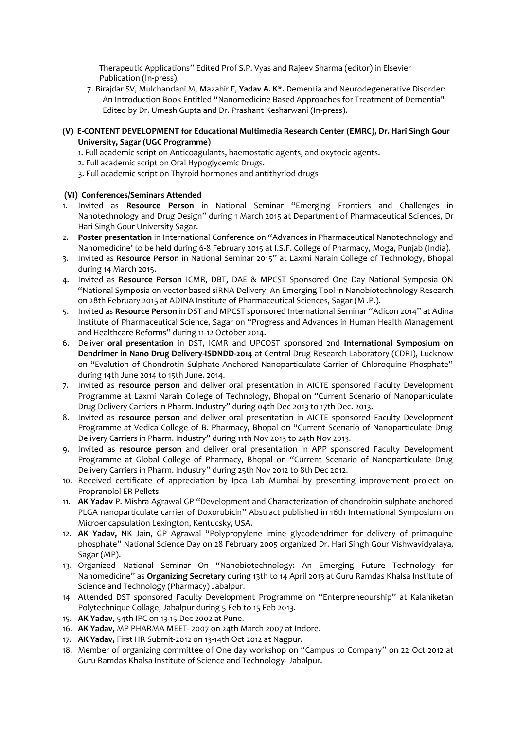Therapeutic Applications" Edited Prof S.P. Vyas and Rajeev Sharma (editor) in Elsevier Publication (In-press).

7. Birajdar SV, Mulchandani M, Mazahir F, **Yadav A. K*.** Dementia and Neurodegenerative Disorder: An Introduction Book Entitled "Nanomedicine Based Approaches for Treatment of Dementia" Edited by Dr. Umesh Gupta and Dr. Prashant Kesharwani (In-press).

**(V) E-CONTENT DEVELOPMENT for Educational Multimedia Research Center (EMRC), Dr. Hari Singh Gour University, Sagar (UGC Programme)**

1. Full academic script on Anticoagulants, haemostatic agents, and oxytocic agents.
2. Full academic script on Oral Hypoglycemic Drugs.
3. Full academic script on Thyroid hormones and antithyriod drugs

**(VI) Conferences/Seminars Attended**

1. Invited as **Resource Person** in National Seminar "Emerging Frontiers and Challenges in Nanotechnology and Drug Design" during 1 March 2015 at Department of Pharmaceutical Sciences, Dr Hari Singh Gour University Sagar.
2. **Poster presentation** in International Conference on "Advances in Pharmaceutical Nanotechnology and Nanomedicine' to be held during 6-8 February 2015 at I.S.F. College of Pharmacy, Moga, Punjab (India).
3. Invited as **Resource Person** in National Seminar 2015" at Laxmi Narain College of Technology, Bhopal during 14 March 2015.
4. Invited as **Resource Person** ICMR, DBT, DAE & MPCST Sponsored One Day National Symposia ON "National Symposia on vector based siRNA Delivery: An Emerging Tool in Nanobiotechnology Research on 28th February 2015 at ADINA Institute of Pharmaceutical Sciences, Sagar (M .P.).
5. Invited as **Resource Person** in DST and MPCST sponsored International Seminar "Adicon 2014" at Adina Institute of Pharmaceutical Science, Sagar on "Progress and Advances in Human Health Management and Healthcare Reforms" during 11-12 October 2014.
6. Deliver **oral presentation** in DST, ICMR and UPCOST sponsored 2nd **International Symposium on Dendrimer in Nano Drug Delivery-ISDNDD-2014** at Central Drug Research Laboratory (CDRI), Lucknow on "Evalution of Chondrotin Sulphate Anchored Nanoparticulate Carrier of Chloroquine Phosphate" during 14th June 2014 to 15th June. 2014.
7. Invited as **resource person** and deliver oral presentation in AICTE sponsored Faculty Development Programme at Laxmi Narain College of Technology, Bhopal on "Current Scenario of Nanoparticulate Drug Delivery Carriers in Pharm. Industry" during 04th Dec 2013 to 17th Dec. 2013.
8. Invited as **resource person** and deliver oral presentation in AICTE sponsored Faculty Development Programme at Vedica College of B. Pharmacy, Bhopal on "Current Scenario of Nanoparticulate Drug Delivery Carriers in Pharm. Industry" during 11th Nov 2013 to 24th Nov 2013.
9. Invited as **resource person** and deliver oral presentation in APP sponsored Faculty Development Programme at Global College of Pharmacy, Bhopal on "Current Scenario of Nanoparticulate Drug Delivery Carriers in Pharm. Industry" during 25th Nov 2012 to 8th Dec 2012.
10. Received certificate of appreciation by Ipca Lab Mumbai by presenting improvement project on Propranolol ER Pellets.
11. **AK Yadav** P. Mishra Agrawal GP "Development and Characterization of chondroitin sulphate anchored PLGA nanoparticulate carrier of Doxorubicin" Abstract published in 16th International Symposium on Microencapsulation Lexington, Kentucsky, USA.
12. **AK Yadav,** NK Jain, GP Agrawal "Polypropylene imine glycodendrimer for delivery of primaquine phosphate" National Science Day on 28 February 2005 organized Dr. Hari Singh Gour Vishwavidyalaya, Sagar (MP).
13. Organized National Seminar On "Nanobiotechnology: An Emerging Future Technology for Nanomedicine" as **Organizing Secretary** during 13th to 14 April 2013 at Guru Ramdas Khalsa Institute of Science and Technology (Pharmacy) Jabalpur.
14. Attended DST sponsored Faculty Development Programme on "Enterpreneourship" at Kalaniketan Polytechnique Collage, Jabalpur during 5 Feb to 15 Feb 2013.
15. **AK Yadav,** 54th IPC on 13-15 Dec 2002 at Pune.
16. **AK Yadav,** MP PHARMA MEET- 2007 on 24th March 2007 at Indore.
17. **AK Yadav,** First HR Submit-2012 on 13-14th Oct 2012 at Nagpur.
18. Member of organizing committee of One day workshop on "Campus to Company" on 22 Oct 2012 at Guru Ramdas Khalsa Institute of Science and Technology- Jabalpur.